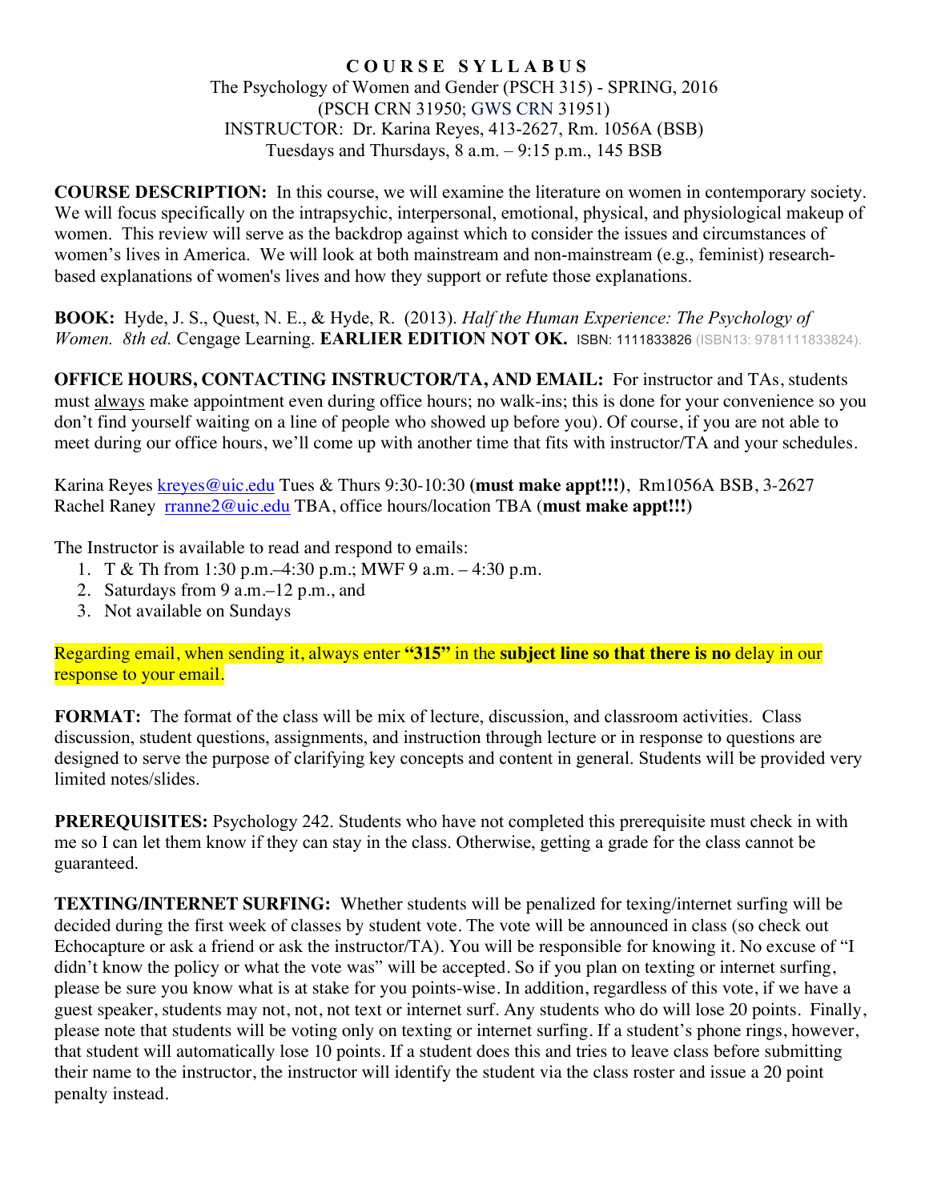# COURSE SYLLABUS

The Psychology of Women and Gender (PSCH 315) - SPRING, 2016
(PSCH CRN 31950; GWS CRN 31951)
INSTRUCTOR: Dr. Karina Reyes, 413-2627, Rm. 1056A (BSB)
Tuesdays and Thursdays, 8 a.m. – 9:15 p.m., 145 BSB

**COURSE DESCRIPTION:** In this course, we will examine the literature on women in contemporary society. We will focus specifically on the intrapsychic, interpersonal, emotional, physical, and physiological makeup of women. This review will serve as the backdrop against which to consider the issues and circumstances of women's lives in America. We will look at both mainstream and non-mainstream (e.g., feminist) research-based explanations of women's lives and how they support or refute those explanations.

**BOOK:** Hyde, J. S., Quest, N. E., & Hyde, R. (2013). *Half the Human Experience: The Psychology of Women. 8th ed.* Cengage Learning. **EARLIER EDITION NOT OK.** ISBN: 1111833826 (ISBN13: 9781111833824).

**OFFICE HOURS, CONTACTING INSTRUCTOR/TA, AND EMAIL:** For instructor and TAs, students must always make appointment even during office hours; no walk-ins; this is done for your convenience so you don't find yourself waiting on a line of people who showed up before you). Of course, if you are not able to meet during our office hours, we'll come up with another time that fits with instructor/TA and your schedules.

Karina Reyes kreyes@uic.edu Tues & Thurs 9:30-10:30 (**must make appt!!!**), Rm1056A BSB, 3-2627
Rachel Raney rranne2@uic.edu TBA, office hours/location TBA (**must make appt!!!**)

The Instructor is available to read and respond to emails:

1. T & Th from 1:30 p.m.–4:30 p.m.; MWF 9 a.m. – 4:30 p.m.
2. Saturdays from 9 a.m.–12 p.m., and
3. Not available on Sundays

Regarding email, when sending it, always enter **"315"** in the **subject line so that there is no** delay in our response to your email.

**FORMAT:** The format of the class will be mix of lecture, discussion, and classroom activities. Class discussion, student questions, assignments, and instruction through lecture or in response to questions are designed to serve the purpose of clarifying key concepts and content in general. Students will be provided very limited notes/slides.

**PREREQUISITES:** Psychology 242. Students who have not completed this prerequisite must check in with me so I can let them know if they can stay in the class. Otherwise, getting a grade for the class cannot be guaranteed.

**TEXTING/INTERNET SURFING:** Whether students will be penalized for texing/internet surfing will be decided during the first week of classes by student vote. The vote will be announced in class (so check out Echocapture or ask a friend or ask the instructor/TA). You will be responsible for knowing it. No excuse of "I didn't know the policy or what the vote was" will be accepted. So if you plan on texting or internet surfing, please be sure you know what is at stake for you points-wise. In addition, regardless of this vote, if we have a guest speaker, students may not, not, not text or internet surf. Any students who do will lose 20 points. Finally, please note that students will be voting only on texting or internet surfing. If a student's phone rings, however, that student will automatically lose 10 points. If a student does this and tries to leave class before submitting their name to the instructor, the instructor will identify the student via the class roster and issue a 20 point penalty instead.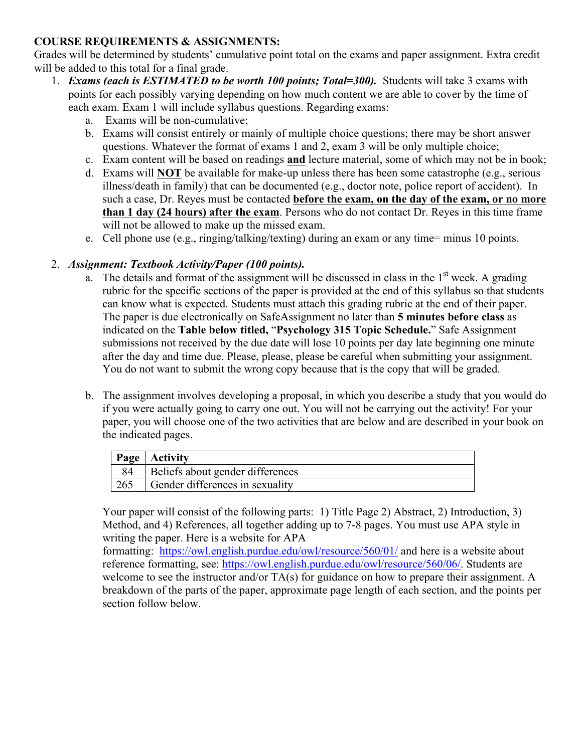**COURSE REQUIREMENTS & ASSIGNMENTS:**

Grades will be determined by students' cumulative point total on the exams and paper assignment. Extra credit will be added to this total for a final grade.

1. ***Exams (each is ESTIMATED to be worth 100 points; Total=300).*** Students will take 3 exams with points for each possibly varying depending on how much content we are able to cover by the time of each exam. Exam 1 will include syllabus questions. Regarding exams:
    a. Exams will be non-cumulative;
    b. Exams will consist entirely or mainly of multiple choice questions; there may be short answer questions. Whatever the format of exams 1 and 2, exam 3 will be only multiple choice;
    c. Exam content will be based on readings **and** lecture material, some of which may not be in book;
    d. Exams will **NOT** be available for make-up unless there has been some catastrophe (e.g., serious illness/death in family) that can be documented (e.g., doctor note, police report of accident). In such a case, Dr. Reyes must be contacted **before the exam, on the day of the exam, or no more than 1 day (24 hours) after the exam**. Persons who do not contact Dr. Reyes in this time frame will not be allowed to make up the missed exam.
    e. Cell phone use (e.g., ringing/talking/texting) during an exam or any time= minus 10 points.

2. ***Assignment: Textbook Activity/Paper (100 points).***
    a. The details and format of the assignment will be discussed in class in the 1st week. A grading rubric for the specific sections of the paper is provided at the end of this syllabus so that students can know what is expected. Students must attach this grading rubric at the end of their paper. The paper is due electronically on SafeAssignment no later than **5 minutes before class** as indicated on the **Table below titled,** "**Psychology 315 Topic Schedule.**" Safe Assignment submissions not received by the due date will lose 10 points per day late beginning one minute after the day and time due. Please, please, please be careful when submitting your assignment. You do not want to submit the wrong copy because that is the copy that will be graded.

    b. The assignment involves developing a proposal, in which you describe a study that you would do if you were actually going to carry one out. You will not be carrying out the activity! For your paper, you will choose one of the two activities that are below and are described in your book on the indicated pages.

    | Page | Activity |
    |---|---|
    | 84 | Beliefs about gender differences |
    | 265 | Gender differences in sexuality |

    Your paper will consist of the following parts: 1) Title Page 2) Abstract, 2) Introduction, 3) Method, and 4) References, all together adding up to 7-8 pages. You must use APA style in writing the paper. Here is a website for APA formatting: https://owl.english.purdue.edu/owl/resource/560/01/ and here is a website about reference formatting, see: https://owl.english.purdue.edu/owl/resource/560/06/. Students are welcome to see the instructor and/or TA(s) for guidance on how to prepare their assignment. A breakdown of the parts of the paper, approximate page length of each section, and the points per section follow below.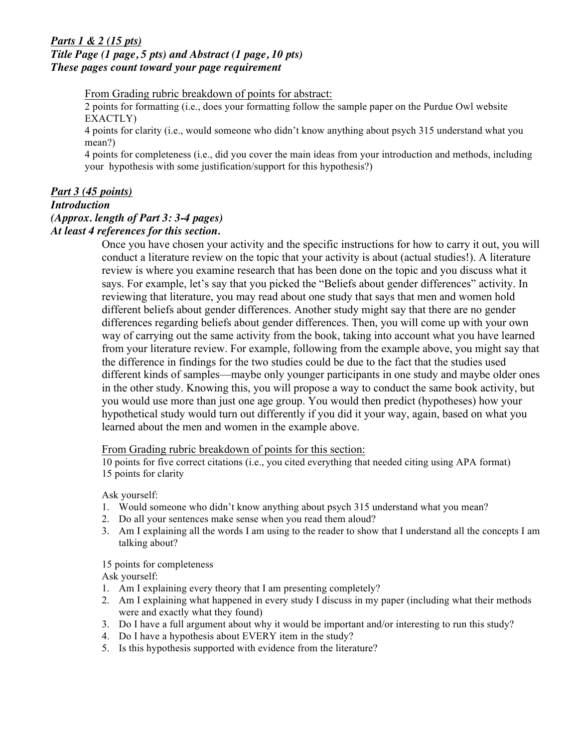***Parts 1 & 2 (15 pts)***
***Title Page (1 page, 5 pts) and Abstract (1 page, 10 pts)***
***These pages count toward your page requirement***

From Grading rubric breakdown of points for abstract:
2 points for formatting (i.e., does your formatting follow the sample paper on the Purdue Owl website EXACTLY)
4 points for clarity (i.e., would someone who didn't know anything about psych 315 understand what you mean?)
4 points for completeness (i.e., did you cover the main ideas from your introduction and methods, including your hypothesis with some justification/support for this hypothesis?)

***Part 3 (45 points)***
***Introduction***
***(Approx. length of Part 3: 3-4 pages)***
***At least 4 references for this section.***

Once you have chosen your activity and the specific instructions for how to carry it out, you will conduct a literature review on the topic that your activity is about (actual studies!). A literature review is where you examine research that has been done on the topic and you discuss what it says. For example, let's say that you picked the "Beliefs about gender differences" activity. In reviewing that literature, you may read about one study that says that men and women hold different beliefs about gender differences. Another study might say that there are no gender differences regarding beliefs about gender differences. Then, you will come up with your own way of carrying out the same activity from the book, taking into account what you have learned from your literature review. For example, following from the example above, you might say that the difference in findings for the two studies could be due to the fact that the studies used different kinds of samples—maybe only younger participants in one study and maybe older ones in the other study. Knowing this, you will propose a way to conduct the same book activity, but you would use more than just one age group. You would then predict (hypotheses) how your hypothetical study would turn out differently if you did it your way, again, based on what you learned about the men and women in the example above.

From Grading rubric breakdown of points for this section:
10 points for five correct citations (i.e., you cited everything that needed citing using APA format)
15 points for clarity

Ask yourself:

1. Would someone who didn't know anything about psych 315 understand what you mean?
2. Do all your sentences make sense when you read them aloud?
3. Am I explaining all the words I am using to the reader to show that I understand all the concepts I am talking about?

15 points for completeness
Ask yourself:

1. Am I explaining every theory that I am presenting completely?
2. Am I explaining what happened in every study I discuss in my paper (including what their methods were and exactly what they found)
3. Do I have a full argument about why it would be important and/or interesting to run this study?
4. Do I have a hypothesis about EVERY item in the study?
5. Is this hypothesis supported with evidence from the literature?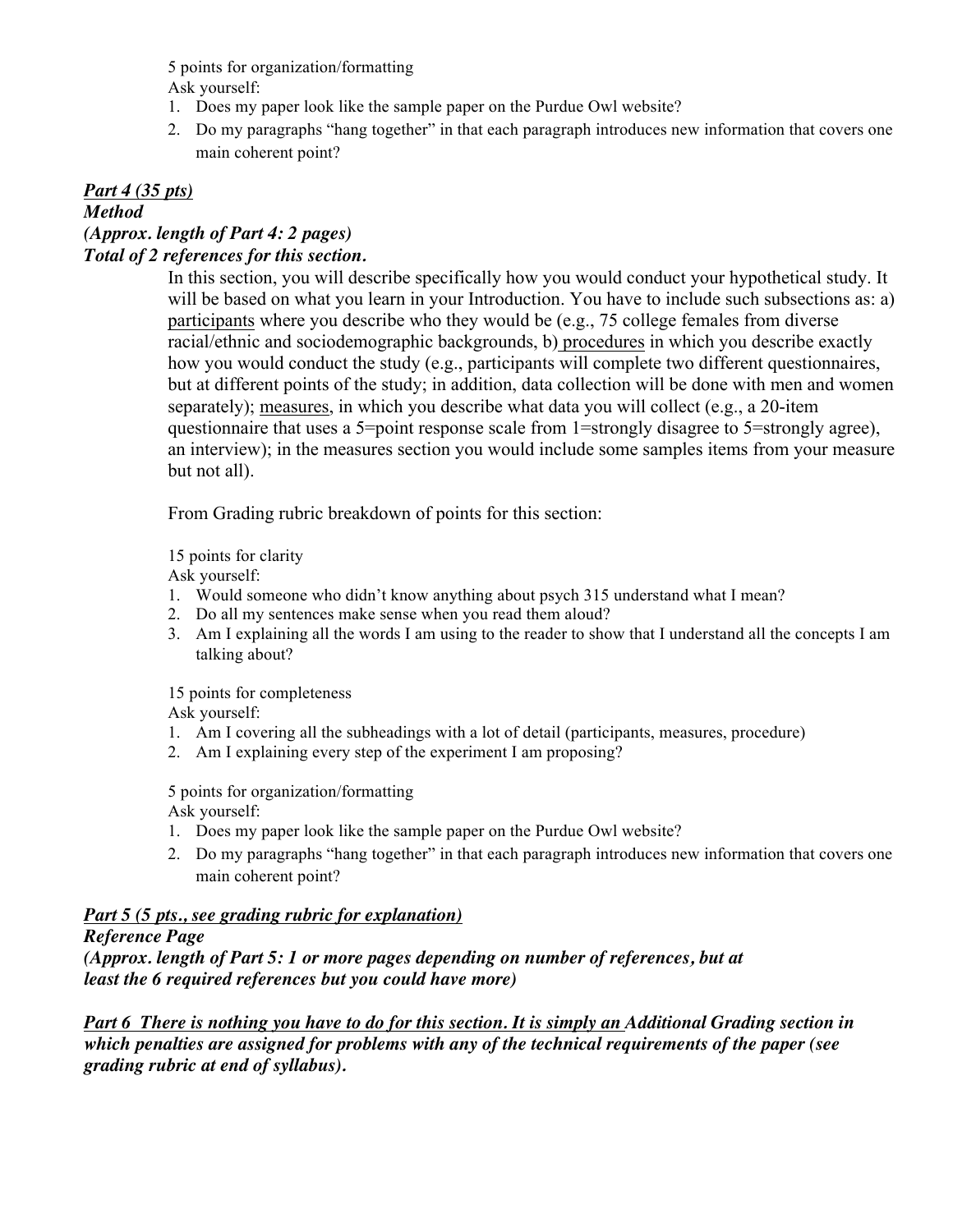5 points for organization/formatting

Ask yourself:

1. Does my paper look like the sample paper on the Purdue Owl website?
2. Do my paragraphs "hang together" in that each paragraph introduces new information that covers one main coherent point?

***Part 4 (35 pts)***

***Method***

***(Approx. length of Part 4: 2 pages)***

***Total of 2 references for this section.***

In this section, you will describe specifically how you would conduct your hypothetical study. It will be based on what you learn in your Introduction. You have to include such subsections as: a) participants where you describe who they would be (e.g., 75 college females from diverse racial/ethnic and sociodemographic backgrounds, b) procedures in which you describe exactly how you would conduct the study (e.g., participants will complete two different questionnaires, but at different points of the study; in addition, data collection will be done with men and women separately); measures, in which you describe what data you will collect (e.g., a 20-item questionnaire that uses a 5=point response scale from 1=strongly disagree to 5=strongly agree), an interview); in the measures section you would include some samples items from your measure but not all).

From Grading rubric breakdown of points for this section:

15 points for clarity

Ask yourself:

1. Would someone who didn't know anything about psych 315 understand what I mean?
2. Do all my sentences make sense when you read them aloud?
3. Am I explaining all the words I am using to the reader to show that I understand all the concepts I am talking about?

15 points for completeness

Ask yourself:

1. Am I covering all the subheadings with a lot of detail (participants, measures, procedure)
2. Am I explaining every step of the experiment I am proposing?

5 points for organization/formatting

Ask yourself:

1. Does my paper look like the sample paper on the Purdue Owl website?
2. Do my paragraphs "hang together" in that each paragraph introduces new information that covers one main coherent point?

***Part 5 (5 pts., see grading rubric for explanation)***

***Reference Page***

***(Approx. length of Part 5: 1 or more pages depending on number of references, but at least the 6 required references but you could have more)***

***Part 6 There is nothing you have to do for this section. It is simply an Additional Grading section in which penalties are assigned for problems with any of the technical requirements of the paper (see grading rubric at end of syllabus).***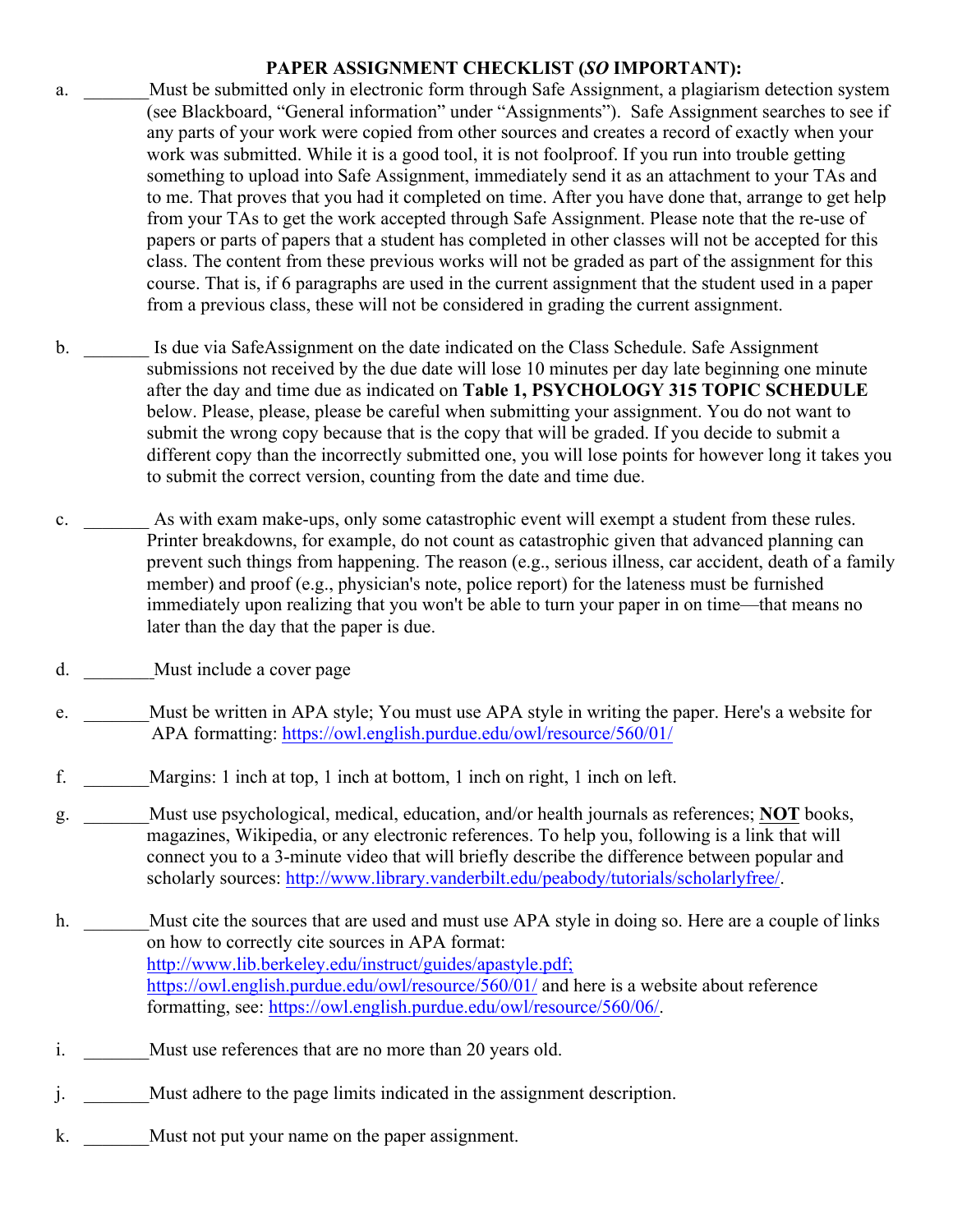**PAPER ASSIGNMENT CHECKLIST (*SO* IMPORTANT):**

a. _______ Must be submitted only in electronic form through Safe Assignment, a plagiarism detection system (see Blackboard, "General information" under "Assignments"). Safe Assignment searches to see if any parts of your work were copied from other sources and creates a record of exactly when your work was submitted. While it is a good tool, it is not foolproof. If you run into trouble getting something to upload into Safe Assignment, immediately send it as an attachment to your TAs and to me. That proves that you had it completed on time. After you have done that, arrange to get help from your TAs to get the work accepted through Safe Assignment. Please note that the re-use of papers or parts of papers that a student has completed in other classes will not be accepted for this class. The content from these previous works will not be graded as part of the assignment for this course. That is, if 6 paragraphs are used in the current assignment that the student used in a paper from a previous class, these will not be considered in grading the current assignment.

b. _______ Is due via SafeAssignment on the date indicated on the Class Schedule. Safe Assignment submissions not received by the due date will lose 10 minutes per day late beginning one minute after the day and time due as indicated on **Table 1, PSYCHOLOGY 315 TOPIC SCHEDULE** below. Please, please, please be careful when submitting your assignment. You do not want to submit the wrong copy because that is the copy that will be graded. If you decide to submit a different copy than the incorrectly submitted one, you will lose points for however long it takes you to submit the correct version, counting from the date and time due.

c. _______ As with exam make-ups, only some catastrophic event will exempt a student from these rules. Printer breakdowns, for example, do not count as catastrophic given that advanced planning can prevent such things from happening. The reason (e.g., serious illness, car accident, death of a family member) and proof (e.g., physician's note, police report) for the lateness must be furnished immediately upon realizing that you won't be able to turn your paper in on time—that means no later than the day that the paper is due.

d. _______ Must include a cover page

e. _______ Must be written in APA style; You must use APA style in writing the paper. Here's a website for APA formatting: https://owl.english.purdue.edu/owl/resource/560/01/

f. _______ Margins: 1 inch at top, 1 inch at bottom, 1 inch on right, 1 inch on left.

g. _______ Must use psychological, medical, education, and/or health journals as references; **NOT** books, magazines, Wikipedia, or any electronic references. To help you, following is a link that will connect you to a 3-minute video that will briefly describe the difference between popular and scholarly sources: http://www.library.vanderbilt.edu/peabody/tutorials/scholarlyfree/.

h. _______ Must cite the sources that are used and must use APA style in doing so. Here are a couple of links on how to correctly cite sources in APA format: http://www.lib.berkeley.edu/instruct/guides/apastyle.pdf; https://owl.english.purdue.edu/owl/resource/560/01/ and here is a website about reference formatting, see: https://owl.english.purdue.edu/owl/resource/560/06/.

i. _______ Must use references that are no more than 20 years old.

j. _______ Must adhere to the page limits indicated in the assignment description.

k. _______ Must not put your name on the paper assignment.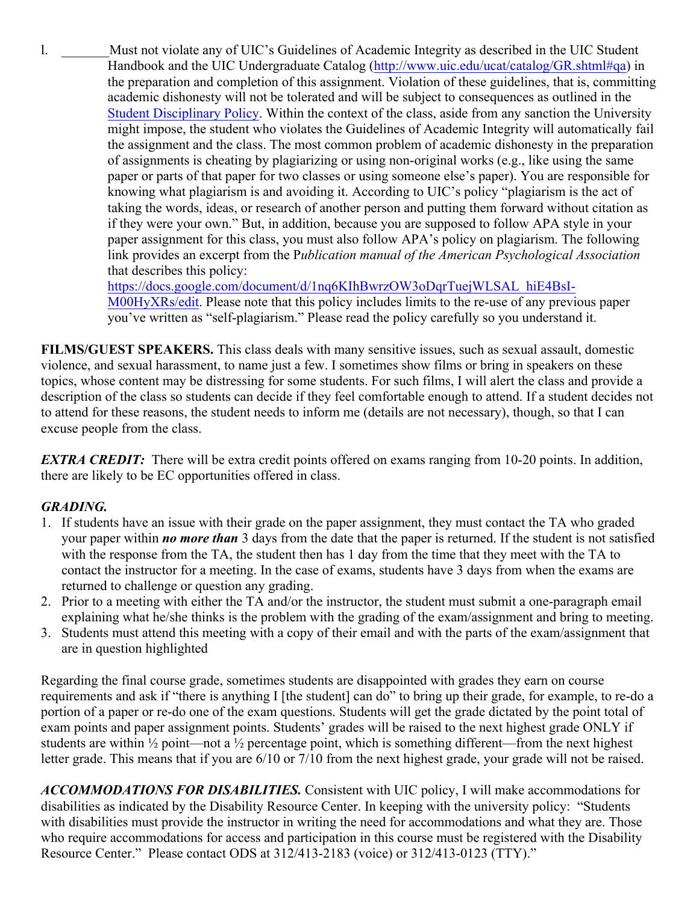l. _______Must not violate any of UIC's Guidelines of Academic Integrity as described in the UIC Student Handbook and the UIC Undergraduate Catalog (http://www.uic.edu/ucat/catalog/GR.shtml#qa) in the preparation and completion of this assignment. Violation of these guidelines, that is, committing academic dishonesty will not be tolerated and will be subject to consequences as outlined in the Student Disciplinary Policy. Within the context of the class, aside from any sanction the University might impose, the student who violates the Guidelines of Academic Integrity will automatically fail the assignment and the class. The most common problem of academic dishonesty in the preparation of assignments is cheating by plagiarizing or using non-original works (e.g., like using the same paper or parts of that paper for two classes or using someone else's paper). You are responsible for knowing what plagiarism is and avoiding it. According to UIC's policy "plagiarism is the act of taking the words, ideas, or research of another person and putting them forward without citation as if they were your own." But, in addition, because you are supposed to follow APA style in your paper assignment for this class, you must also follow APA's policy on plagiarism. The following link provides an excerpt from the P*ublication manual of the American Psychological Association* that describes this policy: https://docs.google.com/document/d/1nq6KIhBwrzOW3oDqrTuejWLSAL_hiE4BsI-M00HyXRs/edit. Please note that this policy includes limits to the re-use of any previous paper you've written as "self-plagiarism." Please read the policy carefully so you understand it.

**FILMS/GUEST SPEAKERS.** This class deals with many sensitive issues, such as sexual assault, domestic violence, and sexual harassment, to name just a few. I sometimes show films or bring in speakers on these topics, whose content may be distressing for some students. For such films, I will alert the class and provide a description of the class so students can decide if they feel comfortable enough to attend. If a student decides not to attend for these reasons, the student needs to inform me (details are not necessary), though, so that I can excuse people from the class.

***EXTRA CREDIT:*** There will be extra credit points offered on exams ranging from 10-20 points. In addition, there are likely to be EC opportunities offered in class.

***GRADING.***

1. If students have an issue with their grade on the paper assignment, they must contact the TA who graded your paper within ***no more than*** 3 days from the date that the paper is returned. If the student is not satisfied with the response from the TA, the student then has 1 day from the time that they meet with the TA to contact the instructor for a meeting. In the case of exams, students have 3 days from when the exams are returned to challenge or question any grading.
2. Prior to a meeting with either the TA and/or the instructor, the student must submit a one-paragraph email explaining what he/she thinks is the problem with the grading of the exam/assignment and bring to meeting.
3. Students must attend this meeting with a copy of their email and with the parts of the exam/assignment that are in question highlighted

Regarding the final course grade, sometimes students are disappointed with grades they earn on course requirements and ask if "there is anything I [the student] can do" to bring up their grade, for example, to re-do a portion of a paper or re-do one of the exam questions. Students will get the grade dictated by the point total of exam points and paper assignment points. Students' grades will be raised to the next highest grade ONLY if students are within ½ point—not a ½ percentage point, which is something different—from the next highest letter grade. This means that if you are 6/10 or 7/10 from the next highest grade, your grade will not be raised.

***ACCOMMODATIONS FOR DISABILITIES.*** Consistent with UIC policy, I will make accommodations for disabilities as indicated by the Disability Resource Center. In keeping with the university policy: "Students with disabilities must provide the instructor in writing the need for accommodations and what they are. Those who require accommodations for access and participation in this course must be registered with the Disability Resource Center." Please contact ODS at 312/413-2183 (voice) or 312/413-0123 (TTY)."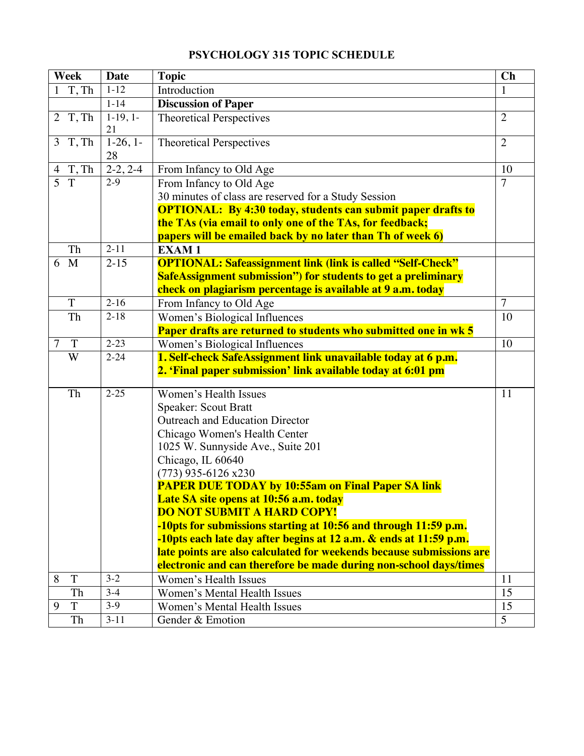# PSYCHOLOGY 315 TOPIC SCHEDULE

| Week | Date | Topic | Ch |
|---|---|---|---|
| 1 T, Th | 1-12 | Introduction | 1 |
| | 1-14 | **Discussion of Paper** | |
| 2 T, Th | 1-19, 1-21 | Theoretical Perspectives | 2 |
| 3 T, Th | 1-26, 1-28 | Theoretical Perspectives | 2 |
| 4 T, Th | 2-2, 2-4 | From Infancy to Old Age | 10 |
| 5 T | 2-9 | From Infancy to Old Age<br>30 minutes of class are reserved for a Study Session<br>**OPTIONAL: By 4:30 today, students can submit paper drafts to the TAs (via email to only one of the TAs, for feedback; papers will be emailed back by no later than Th of week 6)** | 7 |
| Th | 2-11 | **EXAM 1** | |
| 6 M | 2-15 | **OPTIONAL: Safeassignment link (link is called "Self-Check" SafeAssignment submission") for students to get a preliminary check on plagiarism percentage is available at 9 a.m. today** | |
| T | 2-16 | From Infancy to Old Age | 7 |
| Th | 2-18 | Women's Biological Influences<br>**Paper drafts are returned to students who submitted one in wk 5** | 10 |
| 7 T | 2-23 | Women's Biological Influences | 10 |
| W | 2-24 | **1. Self-check SafeAssignment link unavailable today at 6 p.m.**<br>**2. 'Final paper submission' link available today at 6:01 pm** | |
| Th | 2-25 | Women's Health Issues<br>Speaker: Scout Bratt<br>Outreach and Education Director<br>Chicago Women's Health Center<br>1025 W. Sunnyside Ave., Suite 201<br>Chicago, IL 60640<br>(773) 935-6126 x230<br>**PAPER DUE TODAY by 10:55am on Final Paper SA link**<br>**Late SA site opens at 10:56 a.m. today**<br>**DO NOT SUBMIT A HARD COPY!**<br>**-10pts for submissions starting at 10:56 and through 11:59 p.m.**<br>**-10pts each late day after begins at 12 a.m. & ends at 11:59 p.m.**<br>**late points are also calculated for weekends because submissions are electronic and can therefore be made during non-school days/times** | 11 |
| 8 T | 3-2 | Women's Health Issues | 11 |
| Th | 3-4 | Women's Mental Health Issues | 15 |
| 9 T | 3-9 | Women's Mental Health Issues | 15 |
| Th | 3-11 | Gender & Emotion | 5 |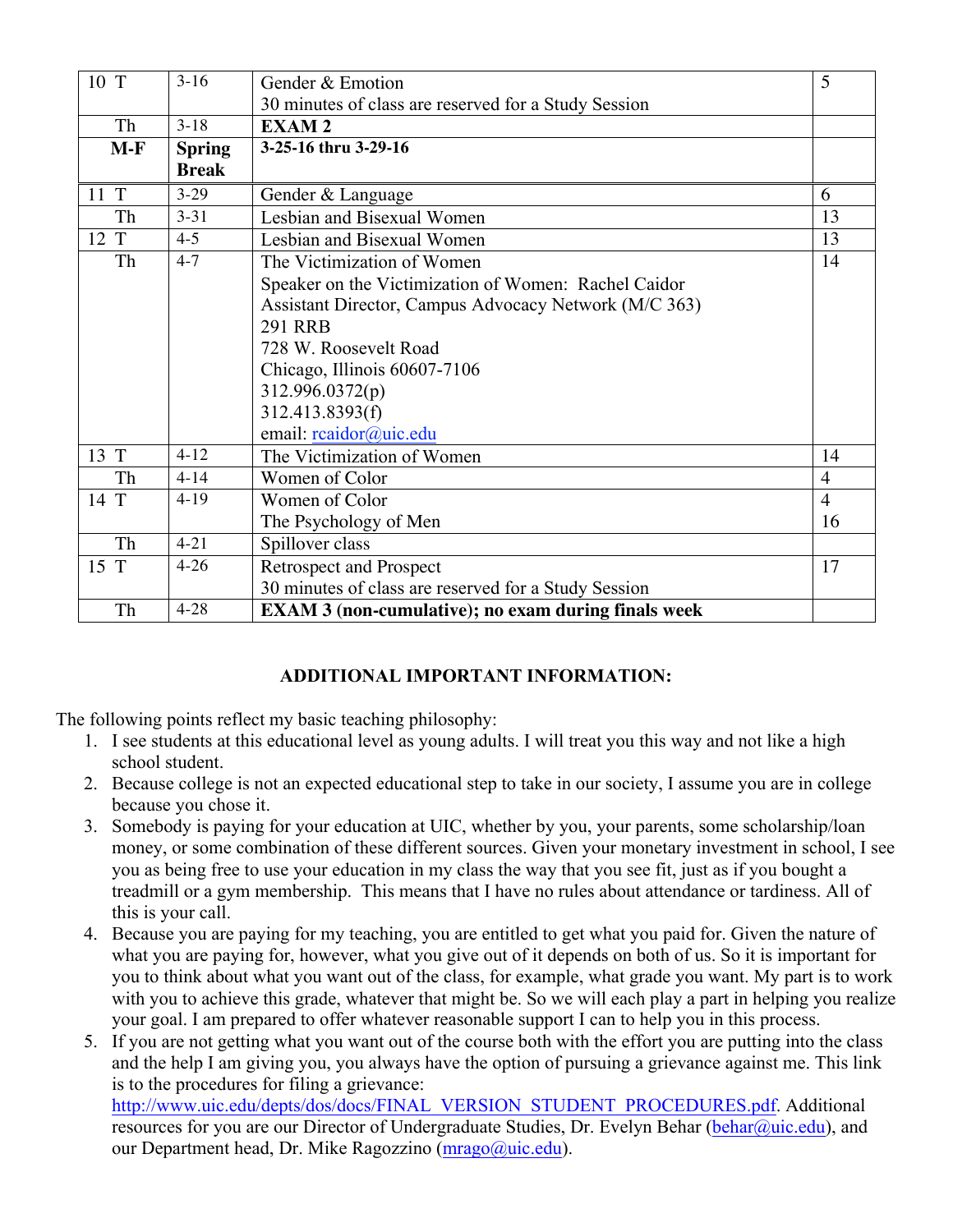| | | | |
|---|---|---|---|
| 10 T | 3-16 | Gender & Emotion<br>30 minutes of class are reserved for a Study Session | 5 |
| Th | 3-18 | **EXAM 2** | |
| **M-F** | **Spring Break** | **3-25-16 thru 3-29-16** | |
| 11 T | 3-29 | Gender & Language | 6 |
| Th | 3-31 | Lesbian and Bisexual Women | 13 |
| 12 T | 4-5 | Lesbian and Bisexual Women | 13 |
| Th | 4-7 | The Victimization of Women<br>Speaker on the Victimization of Women: Rachel Caidor<br>Assistant Director, Campus Advocacy Network (M/C 363)<br>291 RRB<br>728 W. Roosevelt Road<br>Chicago, Illinois 60607-7106<br>312.996.0372(p)<br>312.413.8393(f)<br>email: rcaidor@uic.edu | 14 |
| 13 T | 4-12 | The Victimization of Women | 14 |
| Th | 4-14 | Women of Color | 4 |
| 14 T | 4-19 | Women of Color<br>The Psychology of Men | 4<br>16 |
| Th | 4-21 | Spillover class | |
| 15 T | 4-26 | Retrospect and Prospect<br>30 minutes of class are reserved for a Study Session | 17 |
| Th | 4-28 | **EXAM 3 (non-cumulative); no exam during finals week** | |

**ADDITIONAL IMPORTANT INFORMATION:**

The following points reflect my basic teaching philosophy:

1. I see students at this educational level as young adults. I will treat you this way and not like a high school student.
2. Because college is not an expected educational step to take in our society, I assume you are in college because you chose it.
3. Somebody is paying for your education at UIC, whether by you, your parents, some scholarship/loan money, or some combination of these different sources. Given your monetary investment in school, I see you as being free to use your education in my class the way that you see fit, just as if you bought a treadmill or a gym membership. This means that I have no rules about attendance or tardiness. All of this is your call.
4. Because you are paying for my teaching, you are entitled to get what you paid for. Given the nature of what you are paying for, however, what you give out of it depends on both of us. So it is important for you to think about what you want out of the class, for example, what grade you want. My part is to work with you to achieve this grade, whatever that might be. So we will each play a part in helping you realize your goal. I am prepared to offer whatever reasonable support I can to help you in this process.
5. If you are not getting what you want out of the course both with the effort you are putting into the class and the help I am giving you, you always have the option of pursuing a grievance against me. This link is to the procedures for filing a grievance: http://www.uic.edu/depts/dos/docs/FINAL_VERSION_STUDENT_PROCEDURES.pdf. Additional resources for you are our Director of Undergraduate Studies, Dr. Evelyn Behar (behar@uic.edu), and our Department head, Dr. Mike Ragozzino (mrago@uic.edu).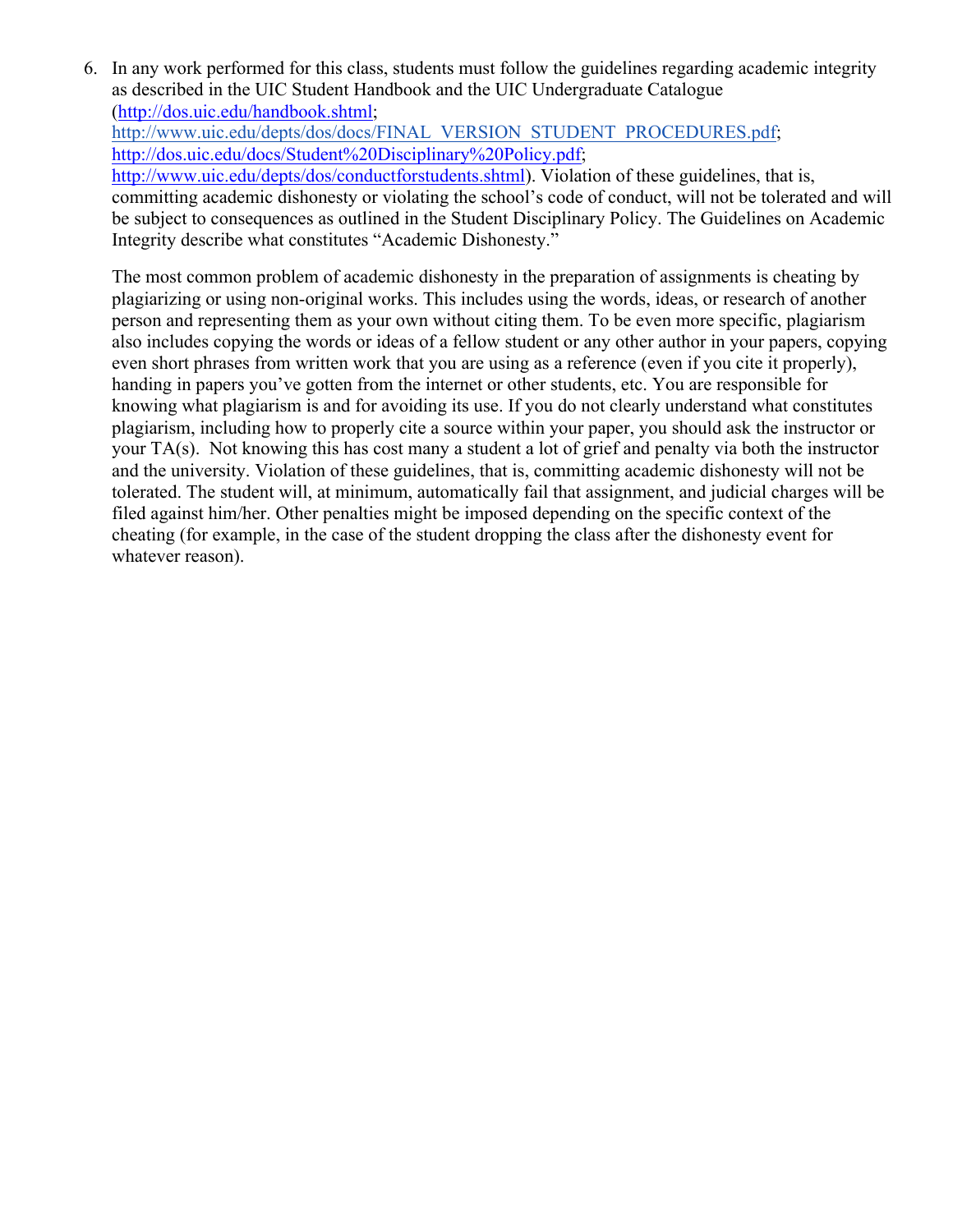6. In any work performed for this class, students must follow the guidelines regarding academic integrity as described in the UIC Student Handbook and the UIC Undergraduate Catalogue (http://dos.uic.edu/handbook.shtml; http://www.uic.edu/depts/dos/docs/FINAL_VERSION_STUDENT_PROCEDURES.pdf; http://dos.uic.edu/docs/Student%20Disciplinary%20Policy.pdf; http://www.uic.edu/depts/dos/conductforstudents.shtml). Violation of these guidelines, that is, committing academic dishonesty or violating the school's code of conduct, will not be tolerated and will be subject to consequences as outlined in the Student Disciplinary Policy. The Guidelines on Academic Integrity describe what constitutes "Academic Dishonesty."

   The most common problem of academic dishonesty in the preparation of assignments is cheating by plagiarizing or using non-original works. This includes using the words, ideas, or research of another person and representing them as your own without citing them. To be even more specific, plagiarism also includes copying the words or ideas of a fellow student or any other author in your papers, copying even short phrases from written work that you are using as a reference (even if you cite it properly), handing in papers you've gotten from the internet or other students, etc. You are responsible for knowing what plagiarism is and for avoiding its use. If you do not clearly understand what constitutes plagiarism, including how to properly cite a source within your paper, you should ask the instructor or your TA(s). Not knowing this has cost many a student a lot of grief and penalty via both the instructor and the university. Violation of these guidelines, that is, committing academic dishonesty will not be tolerated. The student will, at minimum, automatically fail that assignment, and judicial charges will be filed against him/her. Other penalties might be imposed depending on the specific context of the cheating (for example, in the case of the student dropping the class after the dishonesty event for whatever reason).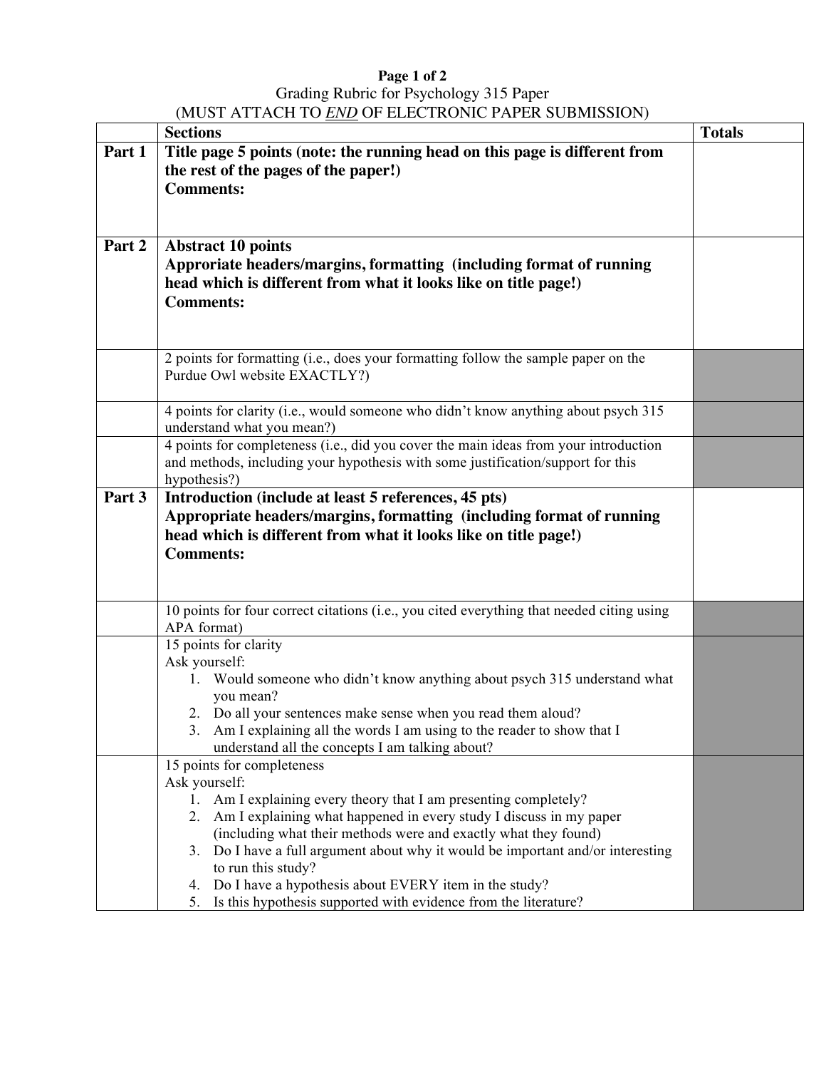# Grading Rubric for Psychology 315 Paper

(MUST ATTACH TO *END* OF ELECTRONIC PAPER SUBMISSION)

| | Sections | Totals |
|---|---|---|
| **Part 1** | **Title page 5 points (note: the running head on this page is different from the rest of the pages of the paper!)**<br>**Comments:** | |
| **Part 2** | **Abstract 10 points**<br>**Approriate headers/margins, formatting (including format of running head which is different from what it looks like on title page!)**<br>**Comments:** | |
| | 2 points for formatting (i.e., does your formatting follow the sample paper on the Purdue Owl website EXACTLY?) | |
| | 4 points for clarity (i.e., would someone who didn't know anything about psych 315 understand what you mean?) | |
| | 4 points for completeness (i.e., did you cover the main ideas from your introduction and methods, including your hypothesis with some justification/support for this hypothesis?) | |
| **Part 3** | **Introduction (include at least 5 references, 45 pts)**<br>**Appropriate headers/margins, formatting (including format of running head which is different from what it looks like on title page!)**<br>**Comments:** | |
| | 10 points for four correct citations (i.e., you cited everything that needed citing using APA format) | |
| | 15 points for clarity<br>Ask yourself:<br>1. Would someone who didn't know anything about psych 315 understand what you mean?<br>2. Do all your sentences make sense when you read them aloud?<br>3. Am I explaining all the words I am using to the reader to show that I understand all the concepts I am talking about? | |
| | 15 points for completeness<br>Ask yourself:<br>1. Am I explaining every theory that I am presenting completely?<br>2. Am I explaining what happened in every study I discuss in my paper (including what their methods were and exactly what they found)<br>3. Do I have a full argument about why it would be important and/or interesting to run this study?<br>4. Do I have a hypothesis about EVERY item in the study?<br>5. Is this hypothesis supported with evidence from the literature? | |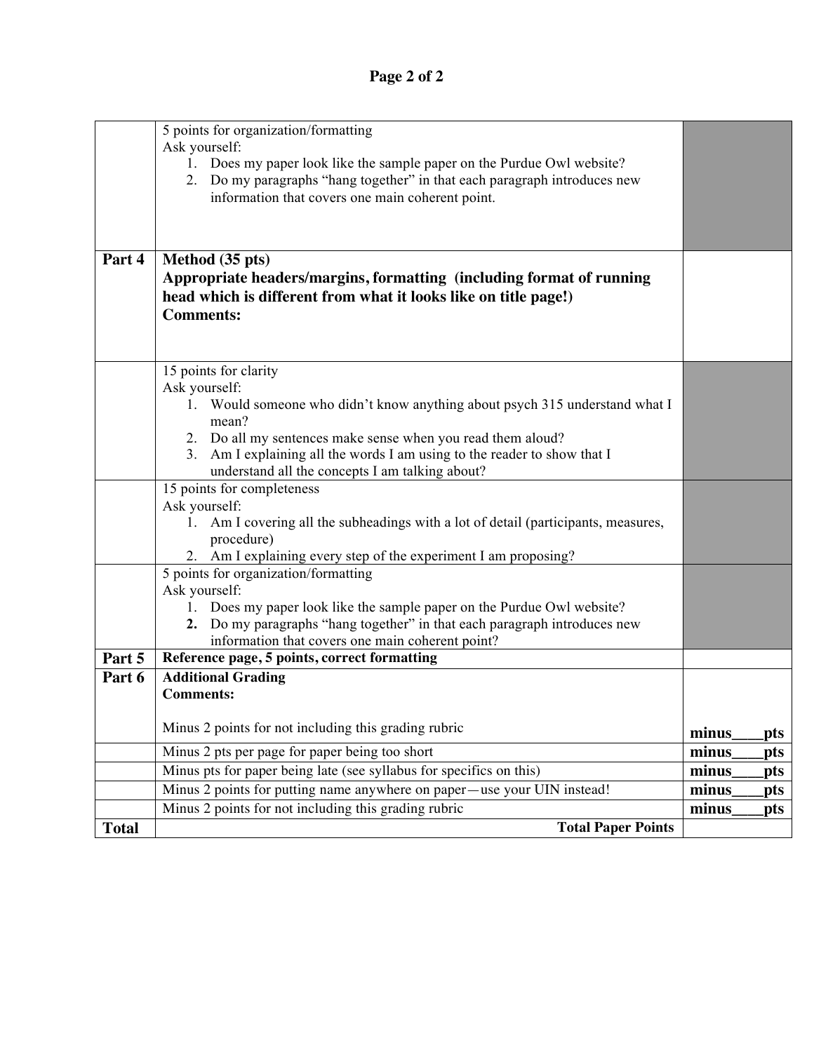| | | |
|---|---|---|
| | 5 points for organization/formatting<br>Ask yourself:<br>1. Does my paper look like the sample paper on the Purdue Owl website?<br>2. Do my paragraphs “hang together” in that each paragraph introduces new information that covers one main coherent point. | |
| **Part 4** | **Method (35 pts)**<br>**Appropriate headers/margins, formatting (including format of running head which is different from what it looks like on title page!)**<br>**Comments:** | |
| | 15 points for clarity<br>Ask yourself:<br>1. Would someone who didn’t know anything about psych 315 understand what I mean?<br>2. Do all my sentences make sense when you read them aloud?<br>3. Am I explaining all the words I am using to the reader to show that I understand all the concepts I am talking about? | |
| | 15 points for completeness<br>Ask yourself:<br>1. Am I covering all the subheadings with a lot of detail (participants, measures, procedure)<br>2. Am I explaining every step of the experiment I am proposing? | |
| | 5 points for organization/formatting<br>Ask yourself:<br>1. Does my paper look like the sample paper on the Purdue Owl website?<br>**2.** Do my paragraphs “hang together” in that each paragraph introduces new information that covers one main coherent point? | |
| **Part 5** | **Reference page, 5 points, correct formatting** | |
| **Part 6** | **Additional Grading**<br>**Comments:**<br><br>Minus 2 points for not including this grading rubric | **minus____pts** |
| | Minus 2 pts per page for paper being too short | **minus____pts** |
| | Minus pts for paper being late (see syllabus for specifics on this) | **minus____pts** |
| | Minus 2 points for putting name anywhere on paper—use your UIN instead! | **minus____pts** |
| | Minus 2 points for not including this grading rubric | **minus____pts** |
| **Total** | **Total Paper Points** | |